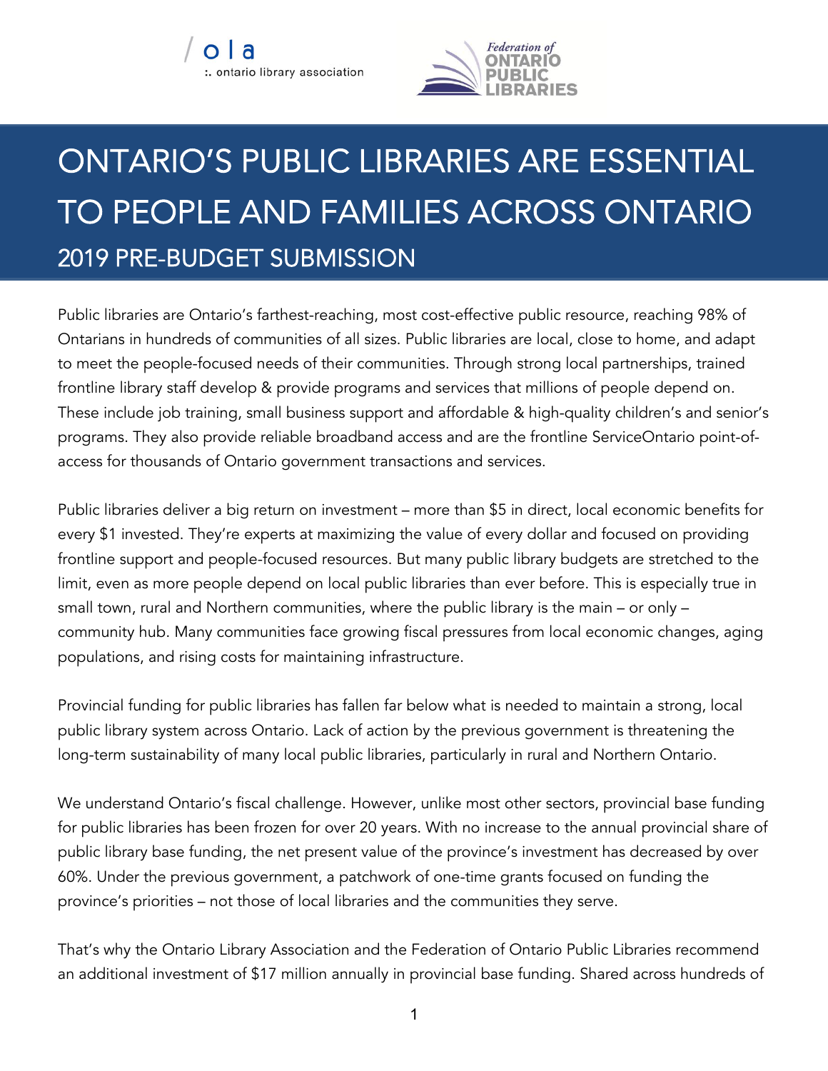# ONTARIO'S PUBLIC LIBRARIES ARE ESSENTIAL TO PEOPLE AND FAMILIES ACROSS ONTARIO

## 2019 PRE-BUDGET SUBMISSION

Public libraries are Ontario's farthest-reaching, most cost-effective public resource, reaching 98% of Ontarians in hundreds of communities of all sizes. Public libraries are local, close to home, and adapt to meet the people-focused needs of their communities. Through strong local partnerships, trained frontline library staff develop & provide programs and services that millions of people depend on. These include job training, small business support and affordable & high-quality children's and senior's programs. They also provide reliable broadband access and are the frontline ServiceOntario point-of-access for thousands of Ontario government transactions and services.

Public libraries deliver a big return on investment – more than $5 in direct, local economic benefits for every $1 invested. They're experts at maximizing the value of every dollar and focused on providing frontline support and people-focused resources. But many public library budgets are stretched to the limit, even as more people depend on local public libraries than ever before. This is especially true in small town, rural and Northern communities, where the public library is the main – or only – community hub. Many communities face growing fiscal pressures from local economic changes, aging populations, and rising costs for maintaining infrastructure.

Provincial funding for public libraries has fallen far below what is needed to maintain a strong, local public library system across Ontario. Lack of action by the previous government is threatening the long-term sustainability of many local public libraries, particularly in rural and Northern Ontario.

We understand Ontario's fiscal challenge. However, unlike most other sectors, provincial base funding for public libraries has been frozen for over 20 years. With no increase to the annual provincial share of public library base funding, the net present value of the province's investment has decreased by over 60%. Under the previous government, a patchwork of one-time grants focused on funding the province's priorities – not those of local libraries and the communities they serve.

That's why the Ontario Library Association and the Federation of Ontario Public Libraries recommend an additional investment of $17 million annually in provincial base funding. Shared across hundreds of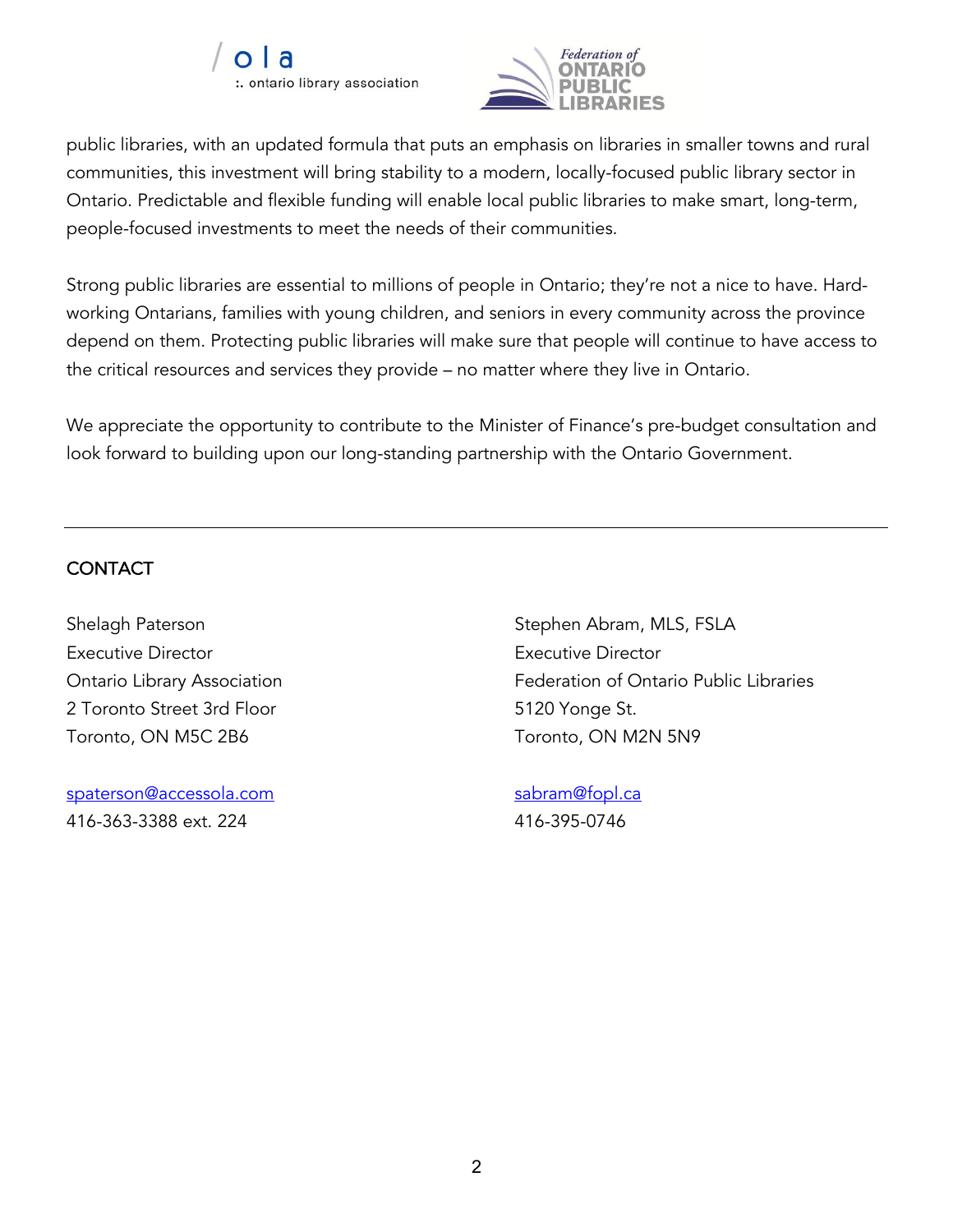public libraries, with an updated formula that puts an emphasis on libraries in smaller towns and rural communities, this investment will bring stability to a modern, locally-focused public library sector in Ontario. Predictable and flexible funding will enable local public libraries to make smart, long-term, people-focused investments to meet the needs of their communities.

Strong public libraries are essential to millions of people in Ontario; they're not a nice to have. Hard-working Ontarians, families with young children, and seniors in every community across the province depend on them. Protecting public libraries will make sure that people will continue to have access to the critical resources and services they provide – no matter where they live in Ontario.

We appreciate the opportunity to contribute to the Minister of Finance's pre-budget consultation and look forward to building upon our long-standing partnership with the Ontario Government.

---

## CONTACT

Shelagh Paterson
Executive Director
Ontario Library Association
2 Toronto Street 3rd Floor
Toronto, ON M5C 2B6

spaterson@accessola.com
416-363-3388 ext. 224

Stephen Abram, MLS, FSLA
Executive Director
Federation of Ontario Public Libraries
5120 Yonge St.
Toronto, ON M2N 5N9

sabram@fopl.ca
416-395-0746